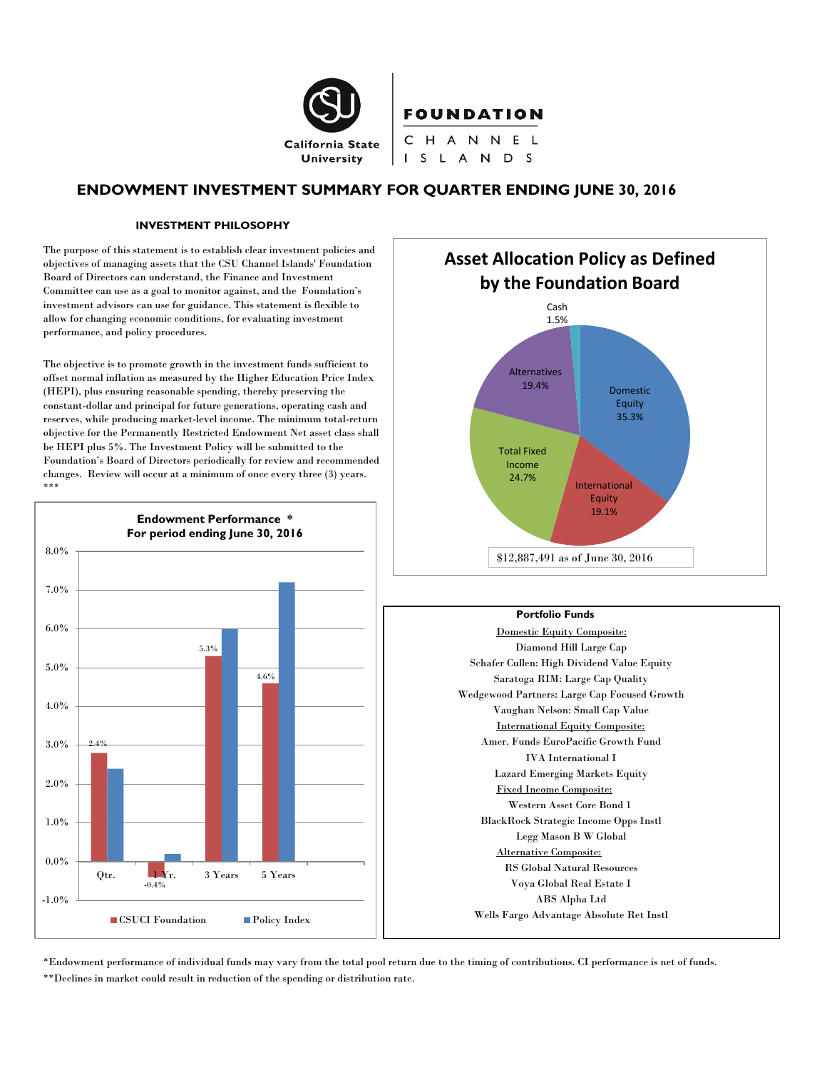California State University | FOUNDATION CHANNEL ISLANDS

# ENDOWMENT INVESTMENT SUMMARY FOR QUARTER ENDING JUNE 30, 2016

### INVESTMENT PHILOSOPHY

The purpose of this statement is to establish clear investment policies and objectives of managing assets that the CSU Channel Islands' Foundation Board of Directors can understand, the Finance and Investment Committee can use as a goal to monitor against, and the Foundation's investment advisors can use for guidance. This statement is flexible to allow for changing economic conditions, for evaluating investment performance, and policy procedures.

The objective is to promote growth in the investment funds sufficient to offset normal inflation as measured by the Higher Education Price Index (HEPI), plus ensuring reasonable spending, thereby preserving the constant-dollar and principal for future generations, operating cash and reserves, while producing market-level income. The minimum total-return objective for the Permanently Restricted Endowment Net asset class shall be HEPI plus 5%. The Investment Policy will be submitted to the Foundation's Board of Directors periodically for review and recommended changes. Review will occur at a minimum of once every three (3) years.
***

**Endowment Performance \***
**For period ending June 30, 2016**

| Period | CSUCI Foundation | Policy Index |
|---|---|---|
| Qtr. | 2.4% | |
| 1 Yr. | -0.4% | |
| 3 Years | 5.3% | |
| 5 Years | 4.6% | |

**Asset Allocation Policy as Defined by the Foundation Board**

| Asset Class | Allocation |
|---|---|
| Domestic Equity | 35.3% |
| International Equity | 19.1% |
| Total Fixed Income | 24.7% |
| Alternatives | 19.4% |
| Cash | 1.5% |

$12,887,491 as of June 30, 2016

**Portfolio Funds**

Domestic Equity Composite:
- Diamond Hill Large Cap
- Schafer Cullen: High Dividend Value Equity
- Saratoga RIM: Large Cap Quality
- Wedgewood Partners: Large Cap Focused Growth
- Vaughan Nelson: Small Cap Value

International Equity Composite:
- Amer. Funds EuroPacific Growth Fund
- IVA International I
- Lazard Emerging Markets Equity

Fixed Income Composite:
- Western Asset Core Bond 1
- BlackRock Strategic Income Opps Instl
- Legg Mason B W Global

Alternative Composite:
- RS Global Natural Resources
- Voya Global Real Estate I
- ABS Alpha Ltd
- Wells Fargo Advantage Absolute Ret Instl

*Endowment performance of individual funds may vary from the total pool return due to the timing of contributions. CI performance is net of funds.

**Declines in market could result in reduction of the spending or distribution rate.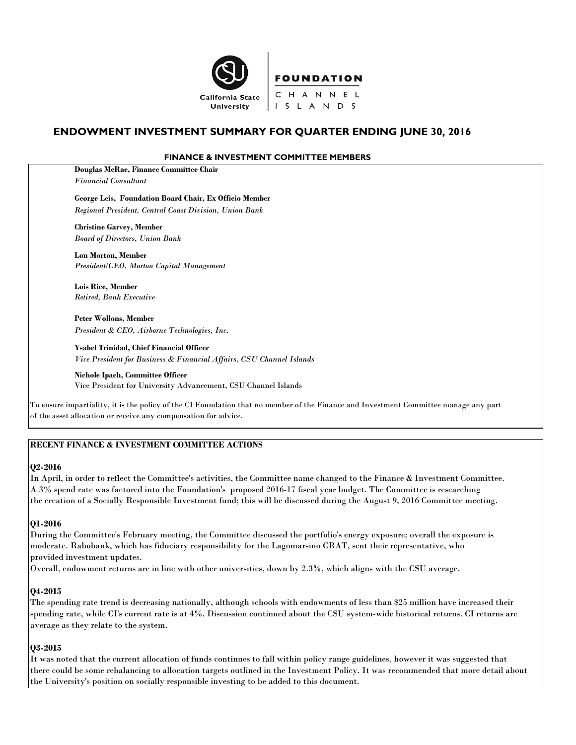# ENDOWMENT INVESTMENT SUMMARY FOR QUARTER ENDING JUNE 30, 2016

### FINANCE & INVESTMENT COMMITTEE MEMBERS

**Douglas McRae, Finance Committee Chair**
*Financial Consultant*

**George Leis, Foundation Board Chair, Ex Officio Member**
*Regional President, Central Coast Division, Union Bank*

**Christine Garvey, Member**
*Board of Directors, Union Bank*

**Lon Morton, Member**
*President/CEO, Morton Capital Management*

**Lois Rice, Member**
*Retired, Bank Executive*

**Peter Wollons, Member**
*President & CEO, Airborne Technologies, Inc.*

**Ysabel Trinidad, Chief Financial Officer**
*Vice President for Business & Financial Affairs, CSU Channel Islands*

**Nichole Ipach, Committee Officer**
Vice President for University Advancement, CSU Channel Islands

To ensure impartiality, it is the policy of the CI Foundation that no member of the Finance and Investment Committee manage any part of the asset allocation or receive any compensation for advice.

### RECENT FINANCE & INVESTMENT COMMITTEE ACTIONS

**Q2-2016**

In April, in order to reflect the Committee's activities, the Committee name changed to the Finance & Investment Committee. A 3% spend rate was factored into the Foundation's proposed 2016-17 fiscal year budget. The Committee is researching the creation of a Socially Responsible Investment fund; this will be discussed during the August 9, 2016 Committee meeting.

**Q1-2016**

During the Committee's February meeting, the Committee discussed the portfolio's energy exposure; overall the exposure is moderate. Rabobank, which has fiduciary responsibility for the Lagomarsino CRAT, sent their representative, who provided investment updates.
Overall, endowment returns are in line with other universities, down by 2.3%, which aligns with the CSU average.

**Q4-2015**

The spending rate trend is decreasing nationally, although schools with endowments of less than $25 million have increased their spending rate, while CI's current rate is at 4%. Discussion continued about the CSU system-wide historical returns. CI returns are average as they relate to the system.

**Q3-2015**

It was noted that the current allocation of funds continues to fall within policy range guidelines, however it was suggested that there could be some rebalancing to allocation targets outlined in the Investment Policy. It was recommended that more detail about the University's position on socially responsible investing to be added to this document.